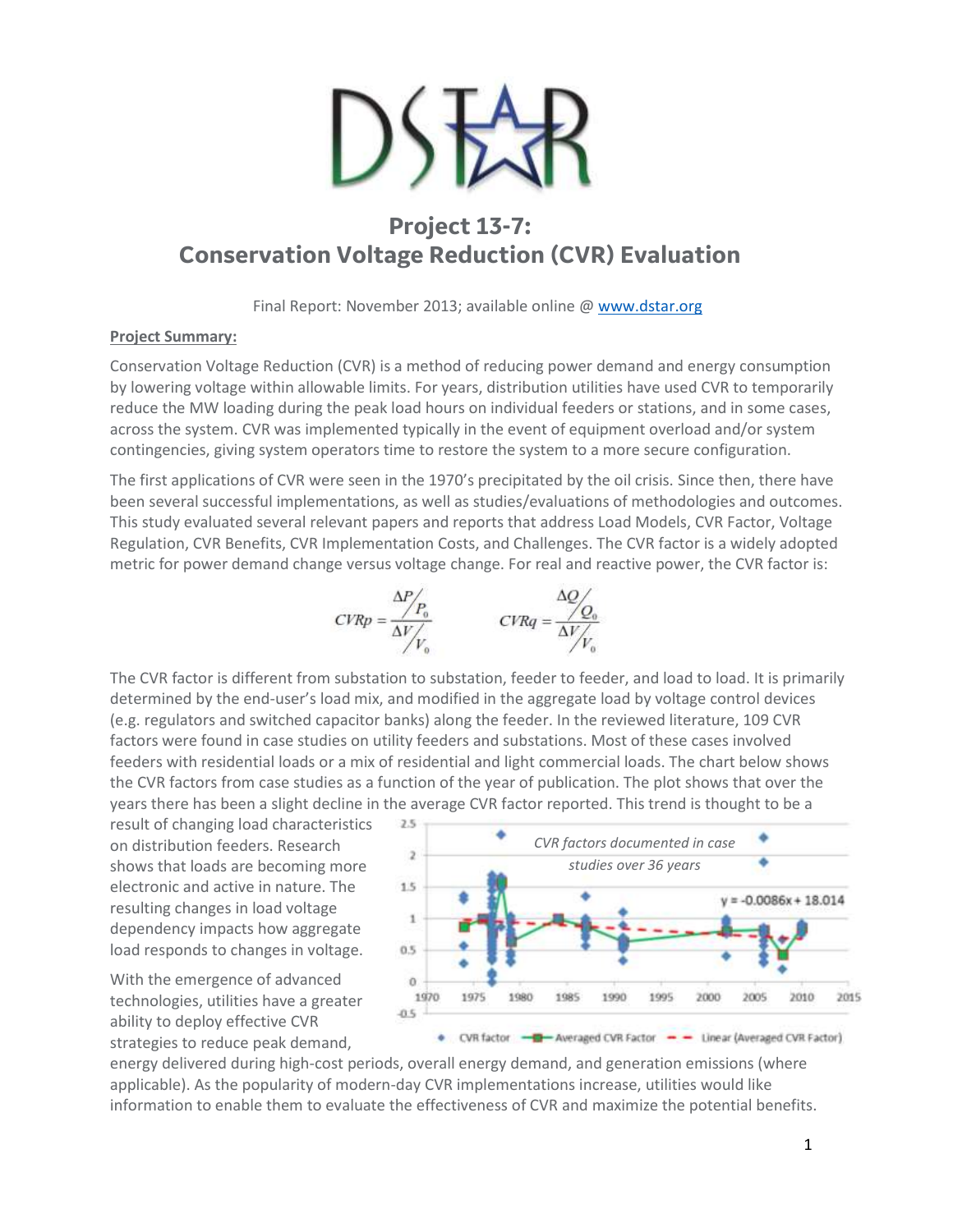# Project 13-7: Conservation Voltage Reduction (CVR) Evaluation

Final Report: November 2013; available online @ www.dstar.org

**Project Summary:**

Conservation Voltage Reduction (CVR) is a method of reducing power demand and energy consumption by lowering voltage within allowable limits. For years, distribution utilities have used CVR to temporarily reduce the MW loading during the peak load hours on individual feeders or stations, and in some cases, across the system. CVR was implemented typically in the event of equipment overload and/or system contingencies, giving system operators time to restore the system to a more secure configuration.

The first applications of CVR were seen in the 1970's precipitated by the oil crisis. Since then, there have been several successful implementations, as well as studies/evaluations of methodologies and outcomes. This study evaluated several relevant papers and reports that address Load Models, CVR Factor, Voltage Regulation, CVR Benefits, CVR Implementation Costs, and Challenges. The CVR factor is a widely adopted metric for power demand change versus voltage change. For real and reactive power, the CVR factor is:

$$CVRp = \frac{\Delta P / P_0}{\Delta V / V_0} \qquad CVRq = \frac{\Delta Q / Q_0}{\Delta V / V_0}$$

The CVR factor is different from substation to substation, feeder to feeder, and load to load. It is primarily determined by the end-user's load mix, and modified in the aggregate load by voltage control devices (e.g. regulators and switched capacitor banks) along the feeder. In the reviewed literature, 109 CVR factors were found in case studies on utility feeders and substations. Most of these cases involved feeders with residential loads or a mix of residential and light commercial loads. The chart below shows the CVR factors from case studies as a function of the year of publication. The plot shows that over the years there has been a slight decline in the average CVR factor reported. This trend is thought to be a result of changing load characteristics on distribution feeders. Research shows that loads are becoming more electronic and active in nature. The resulting changes in load voltage dependency impacts how aggregate load responds to changes in voltage.

With the emergence of advanced technologies, utilities have a greater ability to deploy effective CVR strategies to reduce peak demand, energy delivered during high-cost periods, overall energy demand, and generation emissions (where applicable). As the popularity of modern-day CVR implementations increase, utilities would like information to enable them to evaluate the effectiveness of CVR and maximize the potential benefits.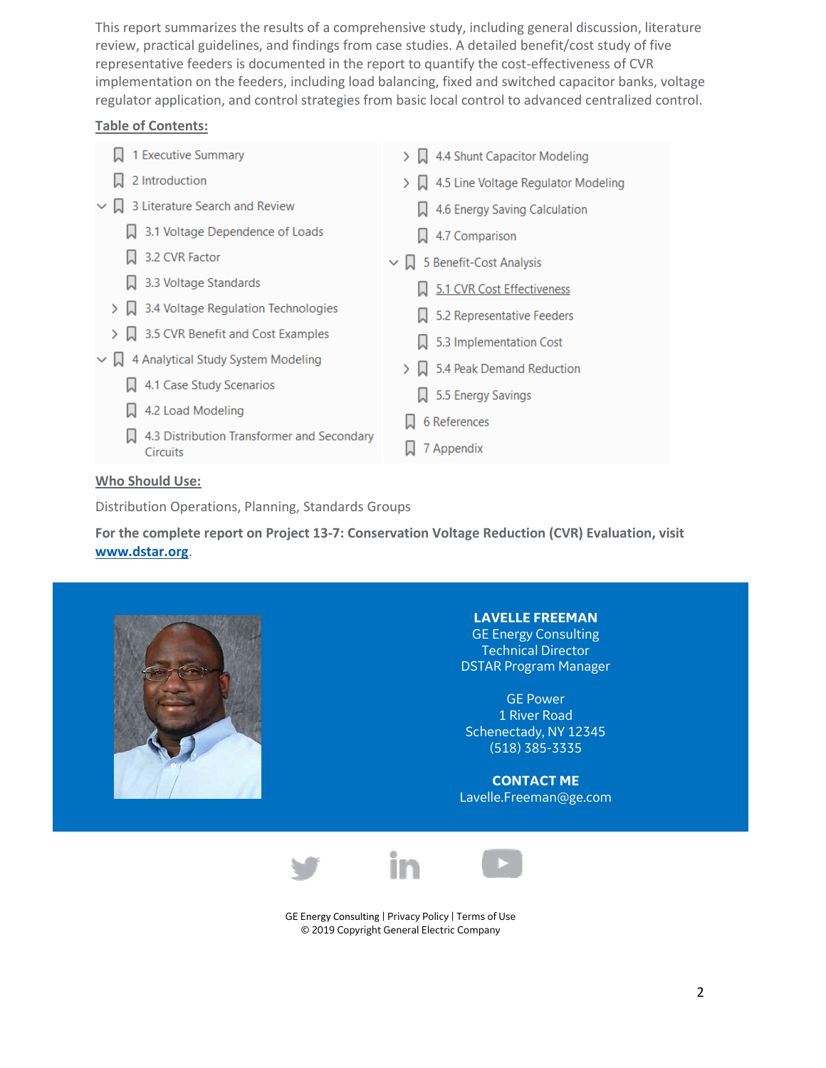This report summarizes the results of a comprehensive study, including general discussion, literature review, practical guidelines, and findings from case studies. A detailed benefit/cost study of five representative feeders is documented in the report to quantify the cost-effectiveness of CVR implementation on the feeders, including load balancing, fixed and switched capacitor banks, voltage regulator application, and control strategies from basic local control to advanced centralized control.

**Table of Contents:**

- 1 Executive Summary
- 2 Introduction
- 3 Literature Search and Review
  - 3.1 Voltage Dependence of Loads
  - 3.2 CVR Factor
  - 3.3 Voltage Standards
  - 3.4 Voltage Regulation Technologies
  - 3.5 CVR Benefit and Cost Examples
- 4 Analytical Study System Modeling
  - 4.1 Case Study Scenarios
  - 4.2 Load Modeling
  - 4.3 Distribution Transformer and Secondary Circuits
  - 4.4 Shunt Capacitor Modeling
  - 4.5 Line Voltage Regulator Modeling
  - 4.6 Energy Saving Calculation
  - 4.7 Comparison
- 5 Benefit-Cost Analysis
  - 5.1 CVR Cost Effectiveness
  - 5.2 Representative Feeders
  - 5.3 Implementation Cost
  - 5.4 Peak Demand Reduction
  - 5.5 Energy Savings
- 6 References
- 7 Appendix

**Who Should Use:**

Distribution Operations, Planning, Standards Groups

**For the complete report on Project 13-7: Conservation Voltage Reduction (CVR) Evaluation, visit [www.dstar.org](www.dstar.org).**

**LAVELLE FREEMAN**
GE Energy Consulting
Technical Director
DSTAR Program Manager

GE Power
1 River Road
Schenectady, NY 12345
(518) 385-3335

**CONTACT ME**
Lavelle.Freeman@ge.com

GE Energy Consulting | Privacy Policy | Terms of Use
© 2019 Copyright General Electric Company